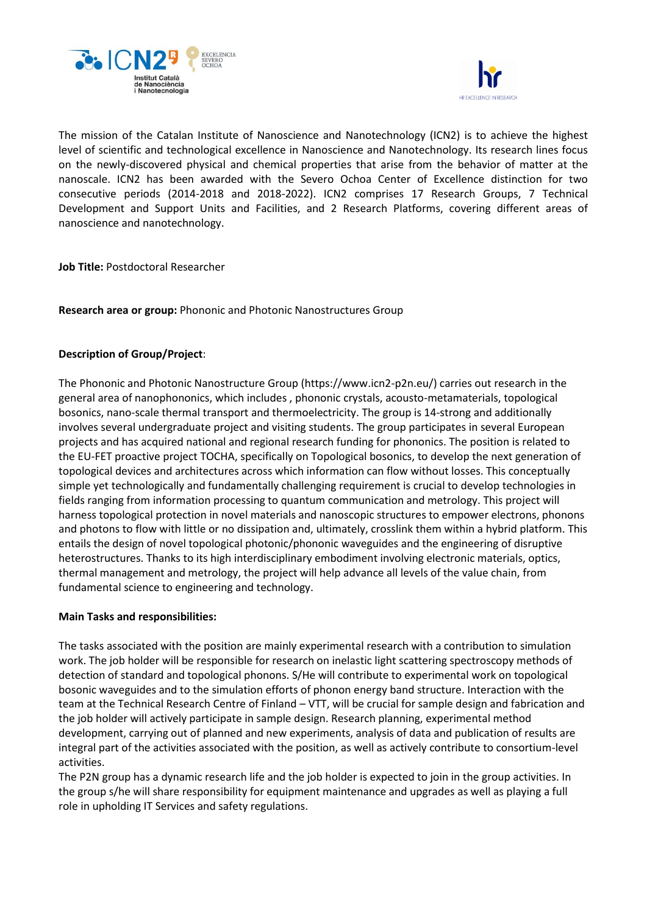The mission of the Catalan Institute of Nanoscience and Nanotechnology (ICN2) is to achieve the highest level of scientific and technological excellence in Nanoscience and Nanotechnology. Its research lines focus on the newly-discovered physical and chemical properties that arise from the behavior of matter at the nanoscale. ICN2 has been awarded with the Severo Ochoa Center of Excellence distinction for two consecutive periods (2014-2018 and 2018-2022). ICN2 comprises 17 Research Groups, 7 Technical Development and Support Units and Facilities, and 2 Research Platforms, covering different areas of nanoscience and nanotechnology.

**Job Title:** Postdoctoral Researcher

**Research area or group:** Phononic and Photonic Nanostructures Group

**Description of Group/Project**:

The Phononic and Photonic Nanostructure Group (https://www.icn2-p2n.eu/) carries out research in the general area of nanophononics, which includes , phononic crystals, acousto-metamaterials, topological bosonics, nano-scale thermal transport and thermoelectricity. The group is 14-strong and additionally involves several undergraduate project and visiting students. The group participates in several European projects and has acquired national and regional research funding for phononics. The position is related to the EU-FET proactive project TOCHA, specifically on Topological bosonics, to develop the next generation of topological devices and architectures across which information can flow without losses. This conceptually simple yet technologically and fundamentally challenging requirement is crucial to develop technologies in fields ranging from information processing to quantum communication and metrology. This project will harness topological protection in novel materials and nanoscopic structures to empower electrons, phonons and photons to flow with little or no dissipation and, ultimately, crosslink them within a hybrid platform. This entails the design of novel topological photonic/phononic waveguides and the engineering of disruptive heterostructures. Thanks to its high interdisciplinary embodiment involving electronic materials, optics, thermal management and metrology, the project will help advance all levels of the value chain, from fundamental science to engineering and technology.

**Main Tasks and responsibilities:**

The tasks associated with the position are mainly experimental research with a contribution to simulation work. The job holder will be responsible for research on inelastic light scattering spectroscopy methods of detection of standard and topological phonons. S/He will contribute to experimental work on topological bosonic waveguides and to the simulation efforts of phonon energy band structure. Interaction with the team at the Technical Research Centre of Finland – VTT, will be crucial for sample design and fabrication and the job holder will actively participate in sample design. Research planning, experimental method development, carrying out of planned and new experiments, analysis of data and publication of results are integral part of the activities associated with the position, as well as actively contribute to consortium-level activities.

The P2N group has a dynamic research life and the job holder is expected to join in the group activities. In the group s/he will share responsibility for equipment maintenance and upgrades as well as playing a full role in upholding IT Services and safety regulations.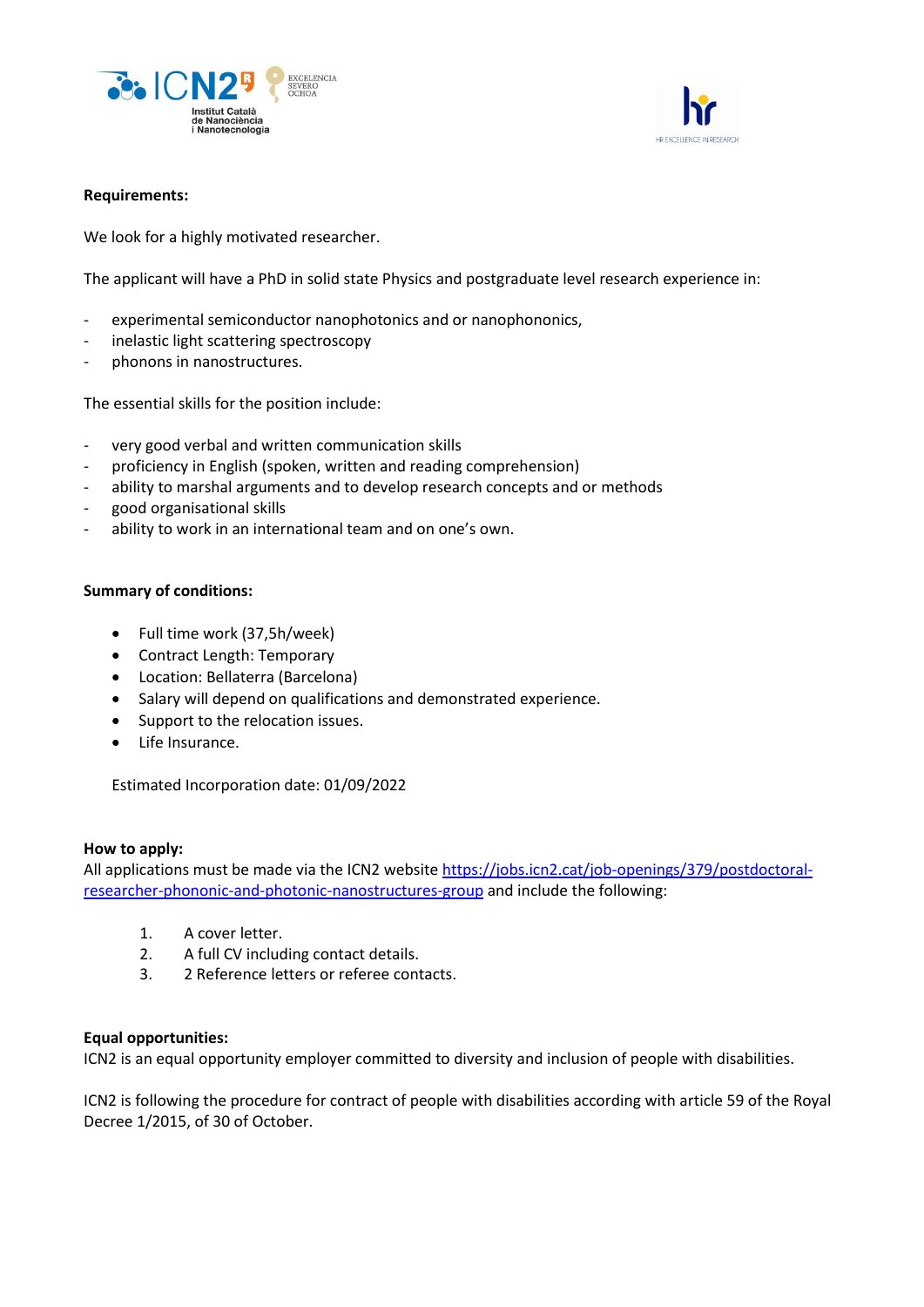**Requirements:**

We look for a highly motivated researcher.

The applicant will have a PhD in solid state Physics and postgraduate level research experience in:

- experimental semiconductor nanophotonics and or nanophononics,
- inelastic light scattering spectroscopy
- phonons in nanostructures.

The essential skills for the position include:

- very good verbal and written communication skills
- proficiency in English (spoken, written and reading comprehension)
- ability to marshal arguments and to develop research concepts and or methods
- good organisational skills
- ability to work in an international team and on one's own.

**Summary of conditions:**

- Full time work (37,5h/week)
- Contract Length: Temporary
- Location: Bellaterra (Barcelona)
- Salary will depend on qualifications and demonstrated experience.
- Support to the relocation issues.
- Life Insurance.

Estimated Incorporation date: 01/09/2022

**How to apply:**

All applications must be made via the ICN2 website https://jobs.icn2.cat/job-openings/379/postdoctoral-researcher-phononic-and-photonic-nanostructures-group and include the following:

1. A cover letter.
2. A full CV including contact details.
3. 2 Reference letters or referee contacts.

**Equal opportunities:**

ICN2 is an equal opportunity employer committed to diversity and inclusion of people with disabilities.

ICN2 is following the procedure for contract of people with disabilities according with article 59 of the Royal Decree 1/2015, of 30 of October.